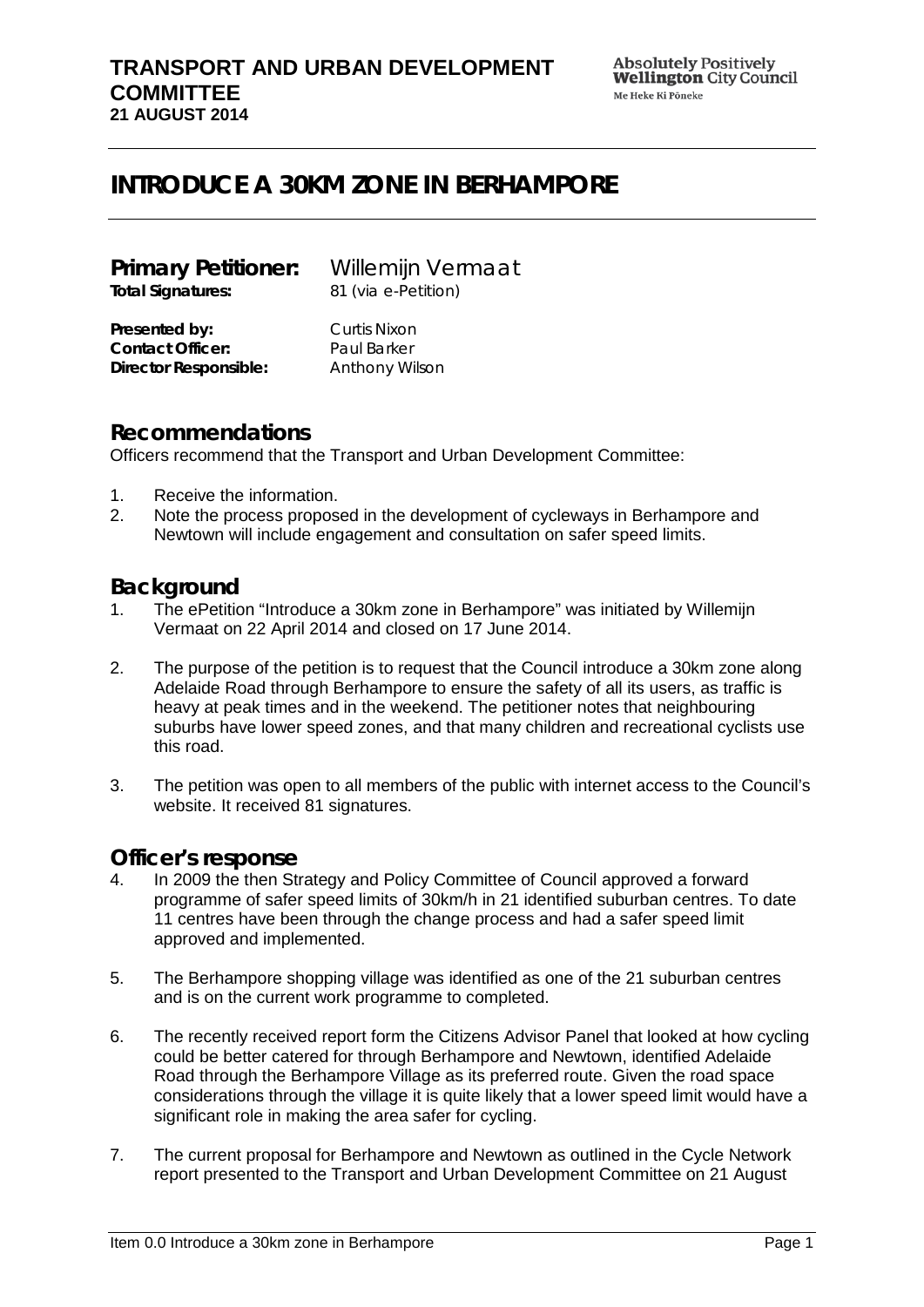**TRANSPORT AND URBAN DEVELOPMENT COMMITTEE**
**21 AUGUST 2014**

Absolutely Positively **Wellington** City Council
Me Heke Ki Pōneke

# INTRODUCE A 30KM ZONE IN BERHAMPORE

**Primary Petitioner:** Willemijn Vermaat
**Total Signatures:** 81 (via e-Petition)

**Presented by:** Curtis Nixon
**Contact Officer:** Paul Barker
**Director Responsible:** Anthony Wilson

## Recommendations

Officers recommend that the Transport and Urban Development Committee:

1. Receive the information.
2. Note the process proposed in the development of cycleways in Berhampore and Newtown will include engagement and consultation on safer speed limits.

## Background

1. The ePetition "Introduce a 30km zone in Berhampore" was initiated by Willemijn Vermaat on 22 April 2014 and closed on 17 June 2014.

2. The purpose of the petition is to request that the Council introduce a 30km zone along Adelaide Road through Berhampore to ensure the safety of all its users, as traffic is heavy at peak times and in the weekend. The petitioner notes that neighbouring suburbs have lower speed zones, and that many children and recreational cyclists use this road.

3. The petition was open to all members of the public with internet access to the Council's website. It received 81 signatures.

## Officer's response

4. In 2009 the then Strategy and Policy Committee of Council approved a forward programme of safer speed limits of 30km/h in 21 identified suburban centres. To date 11 centres have been through the change process and had a safer speed limit approved and implemented.

5. The Berhampore shopping village was identified as one of the 21 suburban centres and is on the current work programme to completed.

6. The recently received report form the Citizens Advisor Panel that looked at how cycling could be better catered for through Berhampore and Newtown, identified Adelaide Road through the Berhampore Village as its preferred route. Given the road space considerations through the village it is quite likely that a lower speed limit would have a significant role in making the area safer for cycling.

7. The current proposal for Berhampore and Newtown as outlined in the Cycle Network report presented to the Transport and Urban Development Committee on 21 August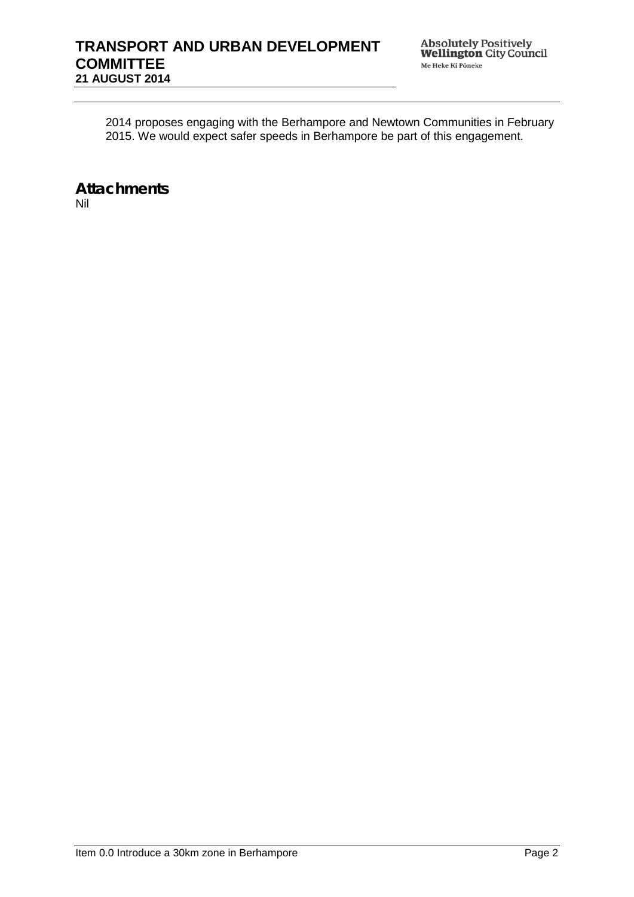2014 proposes engaging with the Berhampore and Newtown Communities in February 2015. We would expect safer speeds in Berhampore be part of this engagement.

## Attachments

Nil